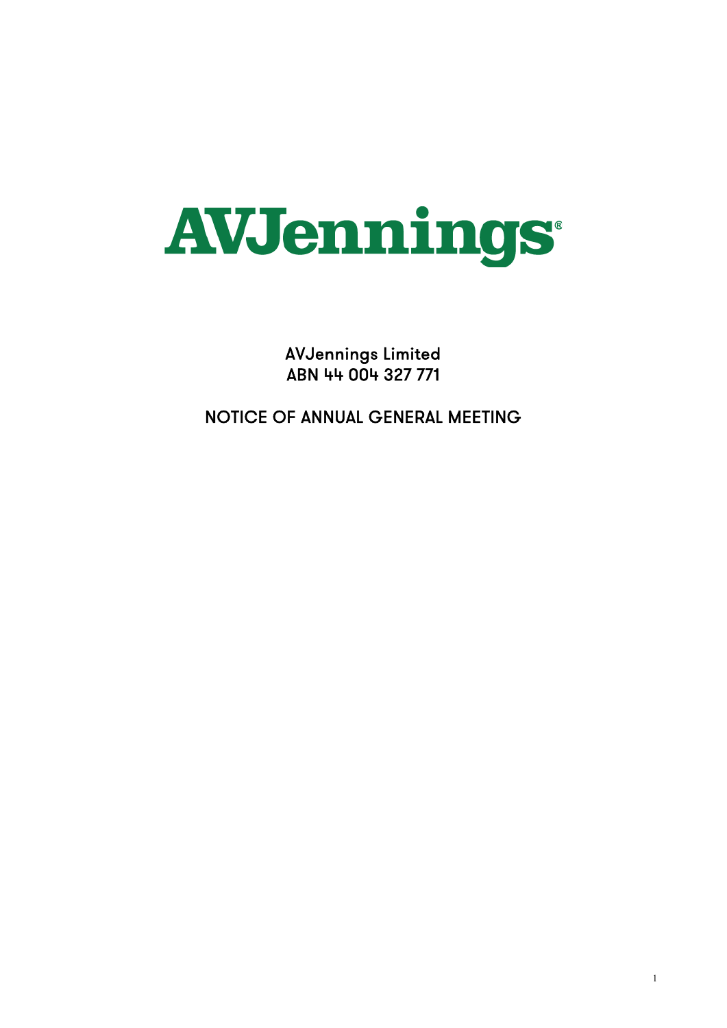# AVJennings

AVJennings Limited
ABN 44 004 327 771

## NOTICE OF ANNUAL GENERAL MEETING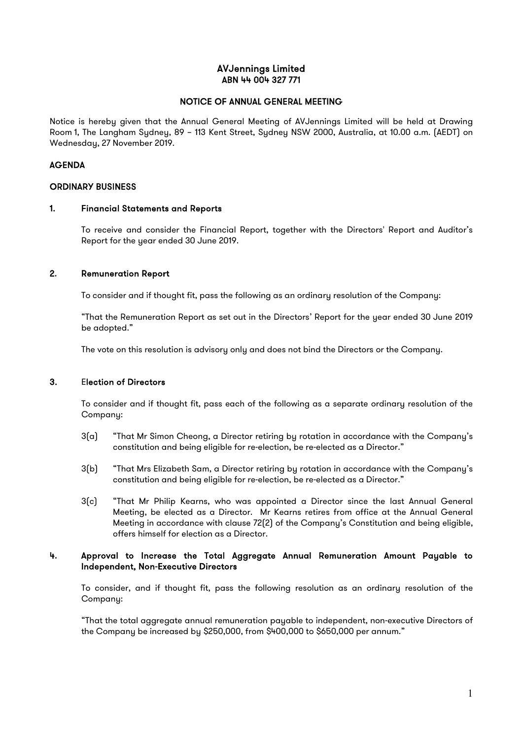# AVJennings Limited
## ABN 44 004 327 771

### NOTICE OF ANNUAL GENERAL MEETING

Notice is hereby given that the Annual General Meeting of AVJennings Limited will be held at Drawing Room 1, The Langham Sydney, 89 – 113 Kent Street, Sydney NSW 2000, Australia, at 10.00 a.m. (AEDT) on Wednesday, 27 November 2019.

### AGENDA

### ORDINARY BUSINESS

**1. Financial Statements and Reports**

To receive and consider the Financial Report, together with the Directors' Report and Auditor's Report for the year ended 30 June 2019.

**2. Remuneration Report**

To consider and if thought fit, pass the following as an ordinary resolution of the Company:

"That the Remuneration Report as set out in the Directors' Report for the year ended 30 June 2019 be adopted."

The vote on this resolution is advisory only and does not bind the Directors or the Company.

**3. Election of Directors**

To consider and if thought fit, pass each of the following as a separate ordinary resolution of the Company:

3(a) "That Mr Simon Cheong, a Director retiring by rotation in accordance with the Company's constitution and being eligible for re-election, be re-elected as a Director."

3(b) "That Mrs Elizabeth Sam, a Director retiring by rotation in accordance with the Company's constitution and being eligible for re-election, be re-elected as a Director."

3(c) "That Mr Philip Kearns, who was appointed a Director since the last Annual General Meeting, be elected as a Director. Mr Kearns retires from office at the Annual General Meeting in accordance with clause 72(2) of the Company's Constitution and being eligible, offers himself for election as a Director.

**4. Approval to Increase the Total Aggregate Annual Remuneration Amount Payable to Independent, Non-Executive Directors**

To consider, and if thought fit, pass the following resolution as an ordinary resolution of the Company:

"That the total aggregate annual remuneration payable to independent, non-executive Directors of the Company be increased by $250,000, from $400,000 to $650,000 per annum."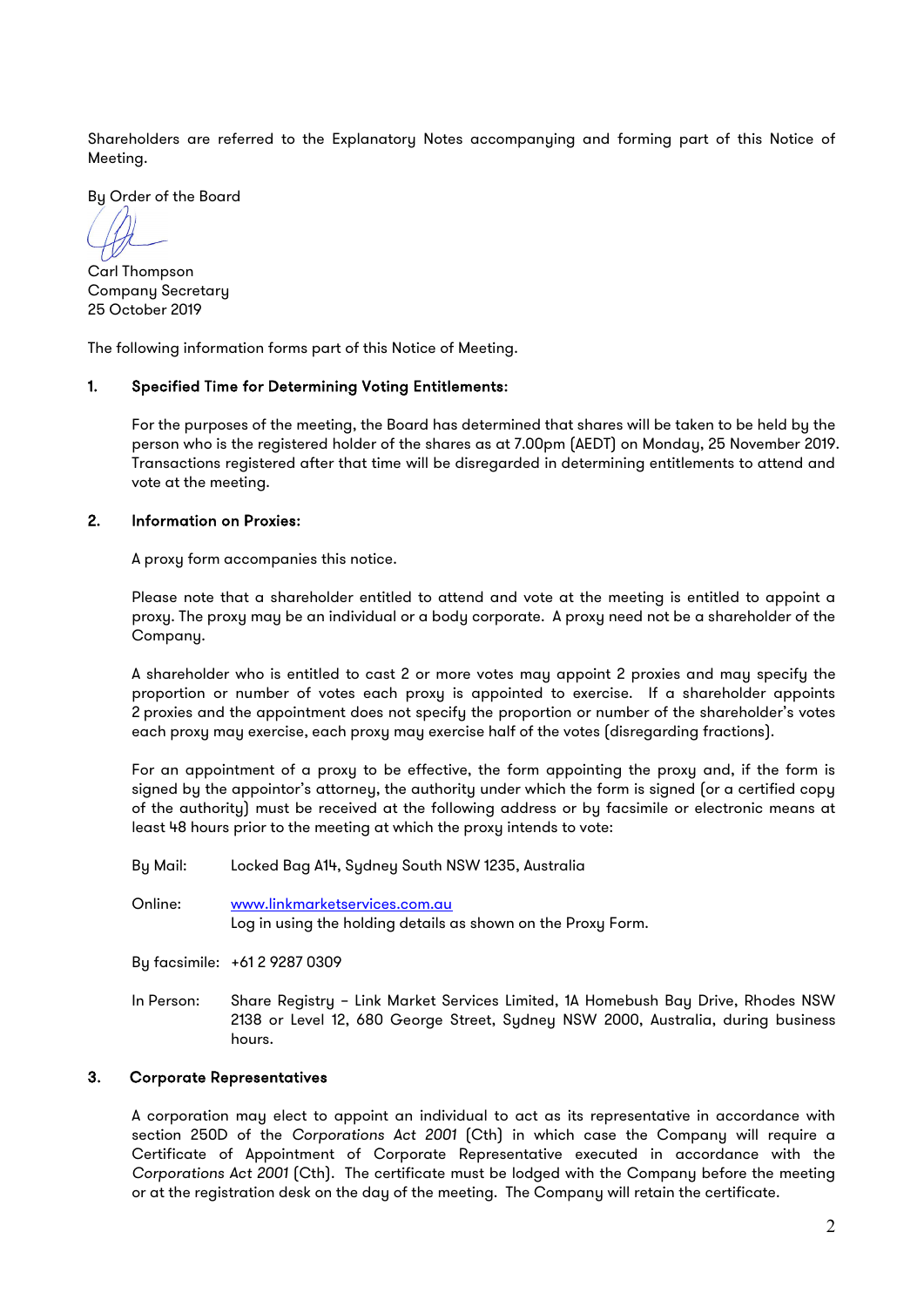Shareholders are referred to the Explanatory Notes accompanying and forming part of this Notice of Meeting.

By Order of the Board

Carl Thompson
Company Secretary
25 October 2019

The following information forms part of this Notice of Meeting.

## 1. Specified Time for Determining Voting Entitlements:

For the purposes of the meeting, the Board has determined that shares will be taken to be held by the person who is the registered holder of the shares as at 7.00pm (AEDT) on Monday, 25 November 2019. Transactions registered after that time will be disregarded in determining entitlements to attend and vote at the meeting.

## 2. Information on Proxies:

A proxy form accompanies this notice.

Please note that a shareholder entitled to attend and vote at the meeting is entitled to appoint a proxy. The proxy may be an individual or a body corporate. A proxy need not be a shareholder of the Company.

A shareholder who is entitled to cast 2 or more votes may appoint 2 proxies and may specify the proportion or number of votes each proxy is appointed to exercise. If a shareholder appoints 2 proxies and the appointment does not specify the proportion or number of the shareholder's votes each proxy may exercise, each proxy may exercise half of the votes (disregarding fractions).

For an appointment of a proxy to be effective, the form appointing the proxy and, if the form is signed by the appointor's attorney, the authority under which the form is signed (or a certified copy of the authority) must be received at the following address or by facsimile or electronic means at least 48 hours prior to the meeting at which the proxy intends to vote:

By Mail: Locked Bag A14, Sydney South NSW 1235, Australia

Online: www.linkmarketservices.com.au
Log in using the holding details as shown on the Proxy Form.

By facsimile: +61 2 9287 0309

In Person: Share Registry – Link Market Services Limited, 1A Homebush Bay Drive, Rhodes NSW 2138 or Level 12, 680 George Street, Sydney NSW 2000, Australia, during business hours.

## 3. Corporate Representatives

A corporation may elect to appoint an individual to act as its representative in accordance with section 250D of the *Corporations Act 2001* (Cth) in which case the Company will require a Certificate of Appointment of Corporate Representative executed in accordance with the *Corporations Act 2001* (Cth). The certificate must be lodged with the Company before the meeting or at the registration desk on the day of the meeting. The Company will retain the certificate.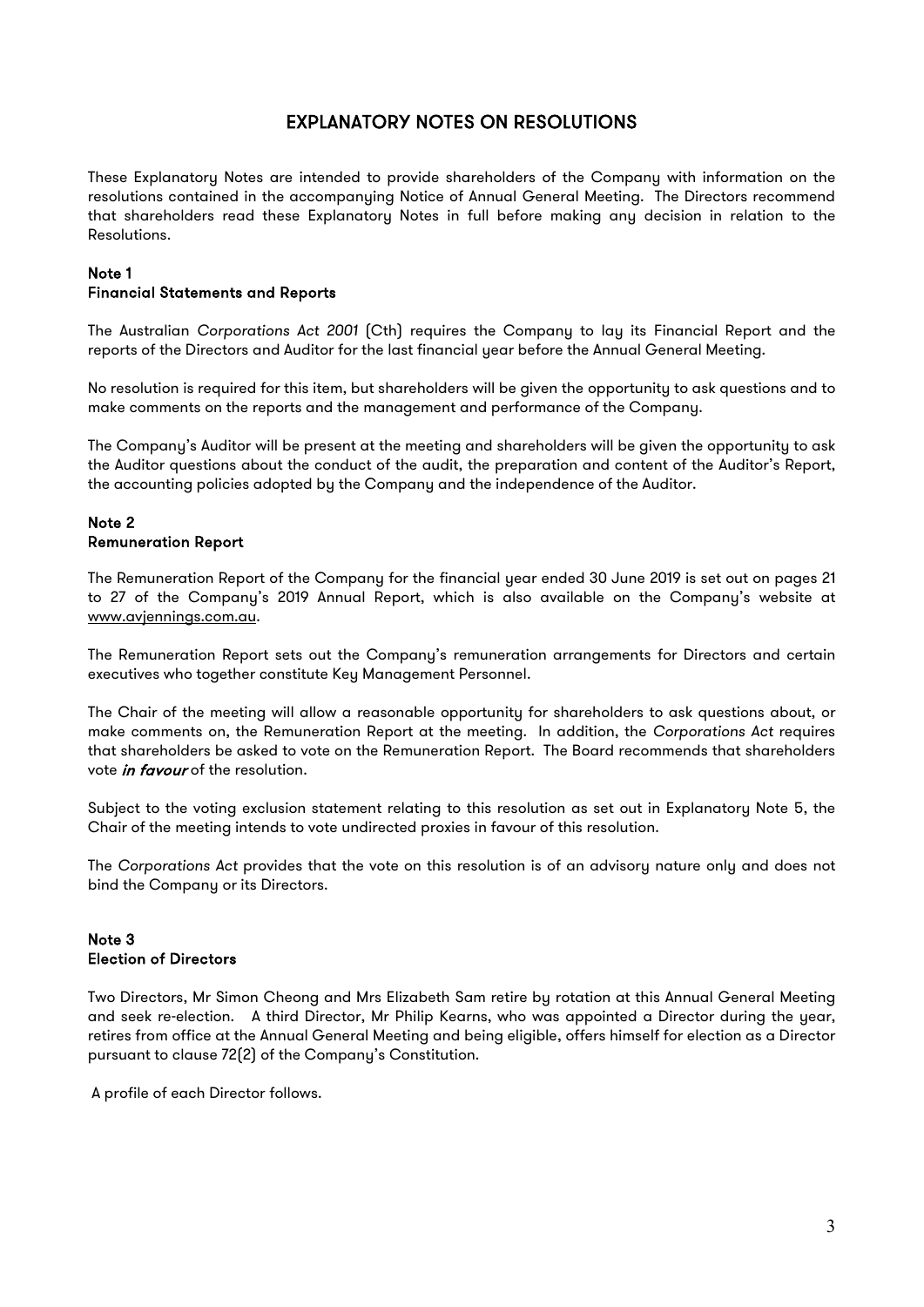# EXPLANATORY NOTES ON RESOLUTIONS

These Explanatory Notes are intended to provide shareholders of the Company with information on the resolutions contained in the accompanying Notice of Annual General Meeting. The Directors recommend that shareholders read these Explanatory Notes in full before making any decision in relation to the Resolutions.

## Note 1
## Financial Statements and Reports

The Australian *Corporations Act 2001* (Cth) requires the Company to lay its Financial Report and the reports of the Directors and Auditor for the last financial year before the Annual General Meeting.

No resolution is required for this item, but shareholders will be given the opportunity to ask questions and to make comments on the reports and the management and performance of the Company.

The Company's Auditor will be present at the meeting and shareholders will be given the opportunity to ask the Auditor questions about the conduct of the audit, the preparation and content of the Auditor's Report, the accounting policies adopted by the Company and the independence of the Auditor.

## Note 2
## Remuneration Report

The Remuneration Report of the Company for the financial year ended 30 June 2019 is set out on pages 21 to 27 of the Company's 2019 Annual Report, which is also available on the Company's website at www.avjennings.com.au.

The Remuneration Report sets out the Company's remuneration arrangements for Directors and certain executives who together constitute Key Management Personnel.

The Chair of the meeting will allow a reasonable opportunity for shareholders to ask questions about, or make comments on, the Remuneration Report at the meeting. In addition, the *Corporations Act* requires that shareholders be asked to vote on the Remuneration Report. The Board recommends that shareholders vote ***in favour*** of the resolution.

Subject to the voting exclusion statement relating to this resolution as set out in Explanatory Note 5, the Chair of the meeting intends to vote undirected proxies in favour of this resolution.

The *Corporations Act* provides that the vote on this resolution is of an advisory nature only and does not bind the Company or its Directors.

## Note 3
## Election of Directors

Two Directors, Mr Simon Cheong and Mrs Elizabeth Sam retire by rotation at this Annual General Meeting and seek re-election. A third Director, Mr Philip Kearns, who was appointed a Director during the year, retires from office at the Annual General Meeting and being eligible, offers himself for election as a Director pursuant to clause 72(2) of the Company's Constitution.

A profile of each Director follows.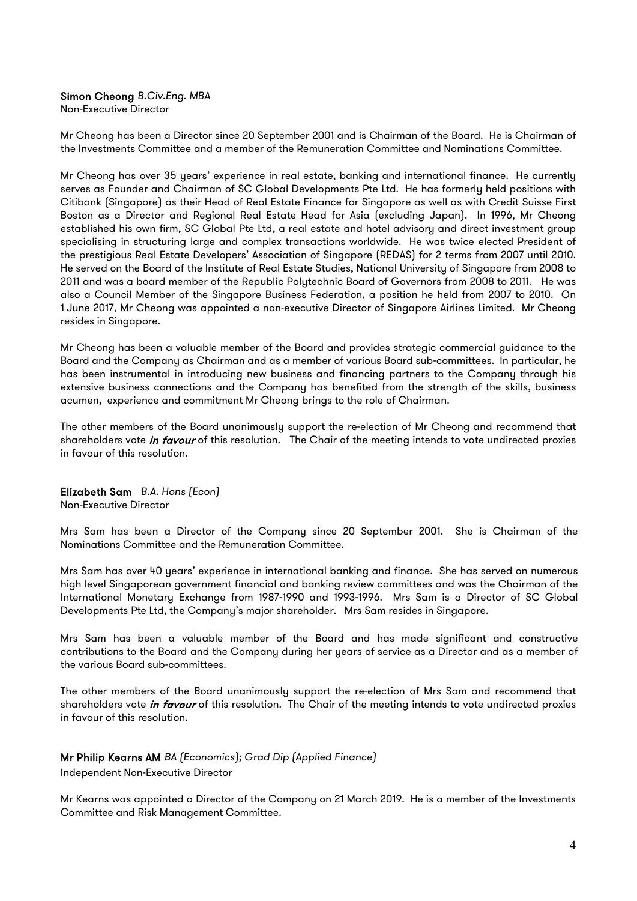**Simon Cheong** *B.Civ.Eng. MBA*
Non-Executive Director

Mr Cheong has been a Director since 20 September 2001 and is Chairman of the Board. He is Chairman of the Investments Committee and a member of the Remuneration Committee and Nominations Committee.

Mr Cheong has over 35 years' experience in real estate, banking and international finance. He currently serves as Founder and Chairman of SC Global Developments Pte Ltd. He has formerly held positions with Citibank (Singapore) as their Head of Real Estate Finance for Singapore as well as with Credit Suisse First Boston as a Director and Regional Real Estate Head for Asia (excluding Japan). In 1996, Mr Cheong established his own firm, SC Global Pte Ltd, a real estate and hotel advisory and direct investment group specialising in structuring large and complex transactions worldwide. He was twice elected President of the prestigious Real Estate Developers' Association of Singapore (REDAS) for 2 terms from 2007 until 2010. He served on the Board of the Institute of Real Estate Studies, National University of Singapore from 2008 to 2011 and was a board member of the Republic Polytechnic Board of Governors from 2008 to 2011. He was also a Council Member of the Singapore Business Federation, a position he held from 2007 to 2010. On 1 June 2017, Mr Cheong was appointed a non-executive Director of Singapore Airlines Limited. Mr Cheong resides in Singapore.

Mr Cheong has been a valuable member of the Board and provides strategic commercial guidance to the Board and the Company as Chairman and as a member of various Board sub-committees. In particular, he has been instrumental in introducing new business and financing partners to the Company through his extensive business connections and the Company has benefited from the strength of the skills, business acumen, experience and commitment Mr Cheong brings to the role of Chairman.

The other members of the Board unanimously support the re-election of Mr Cheong and recommend that shareholders vote ***in favour*** of this resolution. The Chair of the meeting intends to vote undirected proxies in favour of this resolution.

**Elizabeth Sam** *B.A. Hons (Econ)*
Non-Executive Director

Mrs Sam has been a Director of the Company since 20 September 2001. She is Chairman of the Nominations Committee and the Remuneration Committee.

Mrs Sam has over 40 years' experience in international banking and finance. She has served on numerous high level Singaporean government financial and banking review committees and was the Chairman of the International Monetary Exchange from 1987-1990 and 1993-1996. Mrs Sam is a Director of SC Global Developments Pte Ltd, the Company's major shareholder. Mrs Sam resides in Singapore.

Mrs Sam has been a valuable member of the Board and has made significant and constructive contributions to the Board and the Company during her years of service as a Director and as a member of the various Board sub-committees.

The other members of the Board unanimously support the re-election of Mrs Sam and recommend that shareholders vote ***in favour*** of this resolution. The Chair of the meeting intends to vote undirected proxies in favour of this resolution.

**Mr Philip Kearns AM** *BA (Economics); Grad Dip (Applied Finance)*
Independent Non-Executive Director

Mr Kearns was appointed a Director of the Company on 21 March 2019. He is a member of the Investments Committee and Risk Management Committee.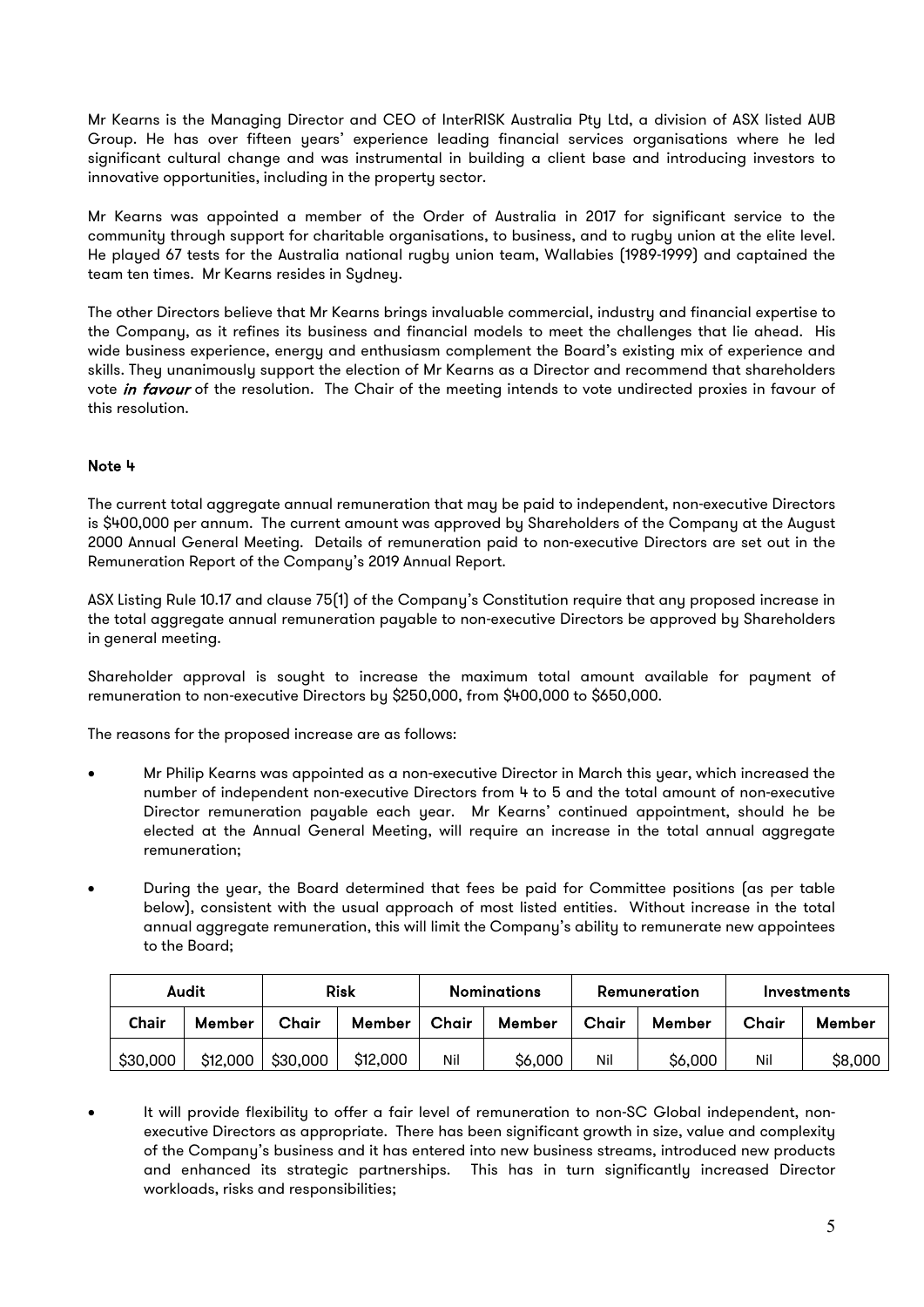Mr Kearns is the Managing Director and CEO of InterRISK Australia Pty Ltd, a division of ASX listed AUB Group. He has over fifteen years' experience leading financial services organisations where he led significant cultural change and was instrumental in building a client base and introducing investors to innovative opportunities, including in the property sector.

Mr Kearns was appointed a member of the Order of Australia in 2017 for significant service to the community through support for charitable organisations, to business, and to rugby union at the elite level. He played 67 tests for the Australia national rugby union team, Wallabies (1989-1999) and captained the team ten times. Mr Kearns resides in Sydney.

The other Directors believe that Mr Kearns brings invaluable commercial, industry and financial expertise to the Company, as it refines its business and financial models to meet the challenges that lie ahead. His wide business experience, energy and enthusiasm complement the Board's existing mix of experience and skills. They unanimously support the election of Mr Kearns as a Director and recommend that shareholders vote *in favour* of the resolution. The Chair of the meeting intends to vote undirected proxies in favour of this resolution.

**Note 4**

The current total aggregate annual remuneration that may be paid to independent, non-executive Directors is $400,000 per annum. The current amount was approved by Shareholders of the Company at the August 2000 Annual General Meeting. Details of remuneration paid to non-executive Directors are set out in the Remuneration Report of the Company's 2019 Annual Report.

ASX Listing Rule 10.17 and clause 75(1) of the Company's Constitution require that any proposed increase in the total aggregate annual remuneration payable to non-executive Directors be approved by Shareholders in general meeting.

Shareholder approval is sought to increase the maximum total amount available for payment of remuneration to non-executive Directors by $250,000, from $400,000 to $650,000.

The reasons for the proposed increase are as follows:

- Mr Philip Kearns was appointed as a non-executive Director in March this year, which increased the number of independent non-executive Directors from 4 to 5 and the total amount of non-executive Director remuneration payable each year. Mr Kearns' continued appointment, should he be elected at the Annual General Meeting, will require an increase in the total annual aggregate remuneration;

- During the year, the Board determined that fees be paid for Committee positions (as per table below), consistent with the usual approach of most listed entities. Without increase in the total annual aggregate remuneration, this will limit the Company's ability to remunerate new appointees to the Board;

| Audit | | Risk | | Nominations | | Remuneration | | Investments | |
|---|---|---|---|---|---|---|---|---|---|
| Chair | Member | Chair | Member | Chair | Member | Chair | Member | Chair | Member |
| $30,000 | $12,000 | $30,000 | $12,000 | Nil | $6,000 | Nil | $6,000 | Nil | $8,000 |

- It will provide flexibility to offer a fair level of remuneration to non-SC Global independent, non-executive Directors as appropriate. There has been significant growth in size, value and complexity of the Company's business and it has entered into new business streams, introduced new products and enhanced its strategic partnerships. This has in turn significantly increased Director workloads, risks and responsibilities;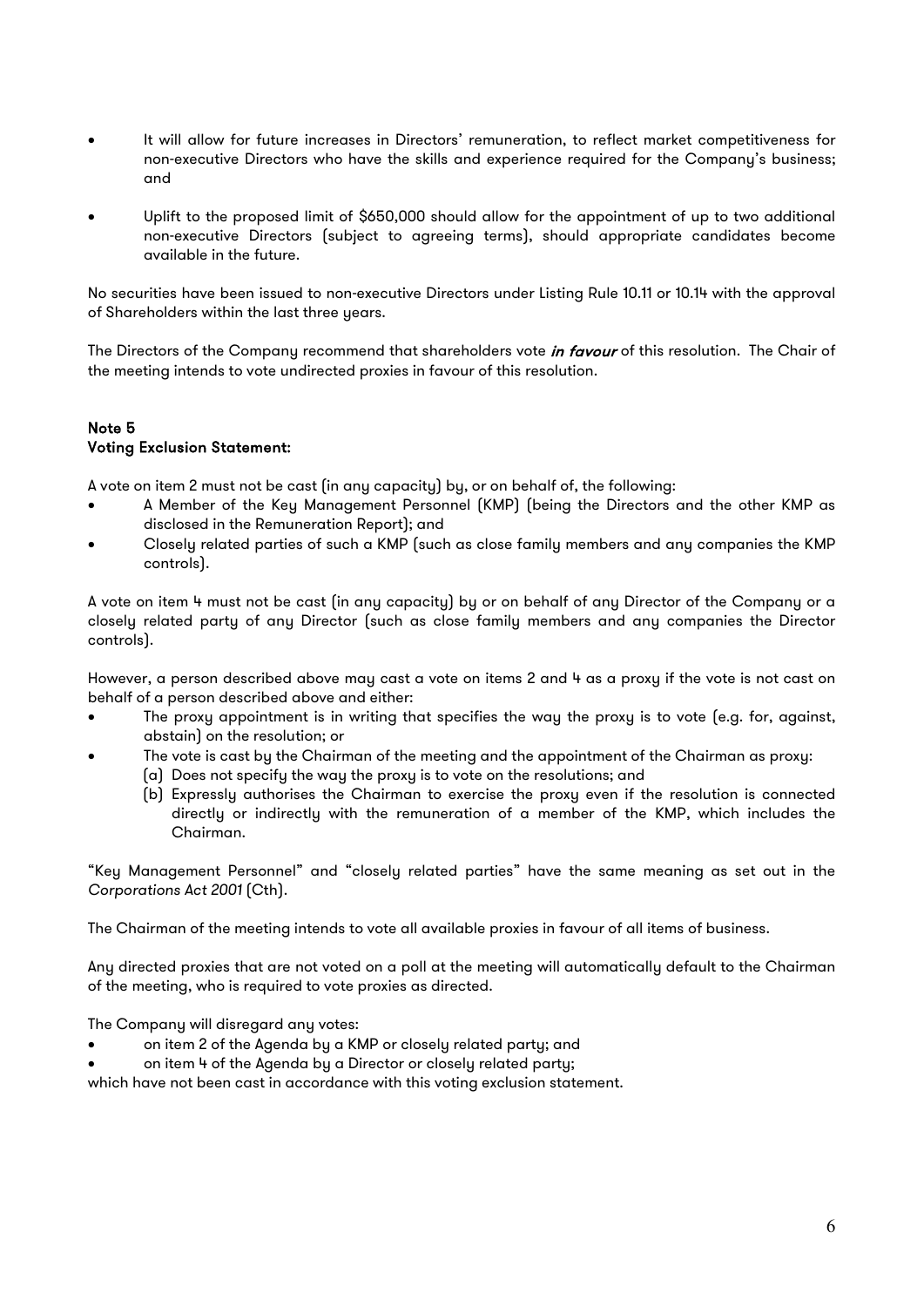- It will allow for future increases in Directors' remuneration, to reflect market competitiveness for non-executive Directors who have the skills and experience required for the Company's business; and
- Uplift to the proposed limit of $650,000 should allow for the appointment of up to two additional non-executive Directors (subject to agreeing terms), should appropriate candidates become available in the future.

No securities have been issued to non-executive Directors under Listing Rule 10.11 or 10.14 with the approval of Shareholders within the last three years.

The Directors of the Company recommend that shareholders vote ***in favour*** of this resolution. The Chair of the meeting intends to vote undirected proxies in favour of this resolution.

**Note 5**
**Voting Exclusion Statement:**

A vote on item 2 must not be cast (in any capacity) by, or on behalf of, the following:

- A Member of the Key Management Personnel (KMP) (being the Directors and the other KMP as disclosed in the Remuneration Report); and
- Closely related parties of such a KMP (such as close family members and any companies the KMP controls).

A vote on item 4 must not be cast (in any capacity) by or on behalf of any Director of the Company or a closely related party of any Director (such as close family members and any companies the Director controls).

However, a person described above may cast a vote on items 2 and 4 as a proxy if the vote is not cast on behalf of a person described above and either:

- The proxy appointment is in writing that specifies the way the proxy is to vote (e.g. for, against, abstain) on the resolution; or
- The vote is cast by the Chairman of the meeting and the appointment of the Chairman as proxy:
  (a) Does not specify the way the proxy is to vote on the resolutions; and
  (b) Expressly authorises the Chairman to exercise the proxy even if the resolution is connected directly or indirectly with the remuneration of a member of the KMP, which includes the Chairman.

"Key Management Personnel" and "closely related parties" have the same meaning as set out in the *Corporations Act 2001* (Cth).

The Chairman of the meeting intends to vote all available proxies in favour of all items of business.

Any directed proxies that are not voted on a poll at the meeting will automatically default to the Chairman of the meeting, who is required to vote proxies as directed.

The Company will disregard any votes:

- on item 2 of the Agenda by a KMP or closely related party; and
- on item 4 of the Agenda by a Director or closely related party;

which have not been cast in accordance with this voting exclusion statement.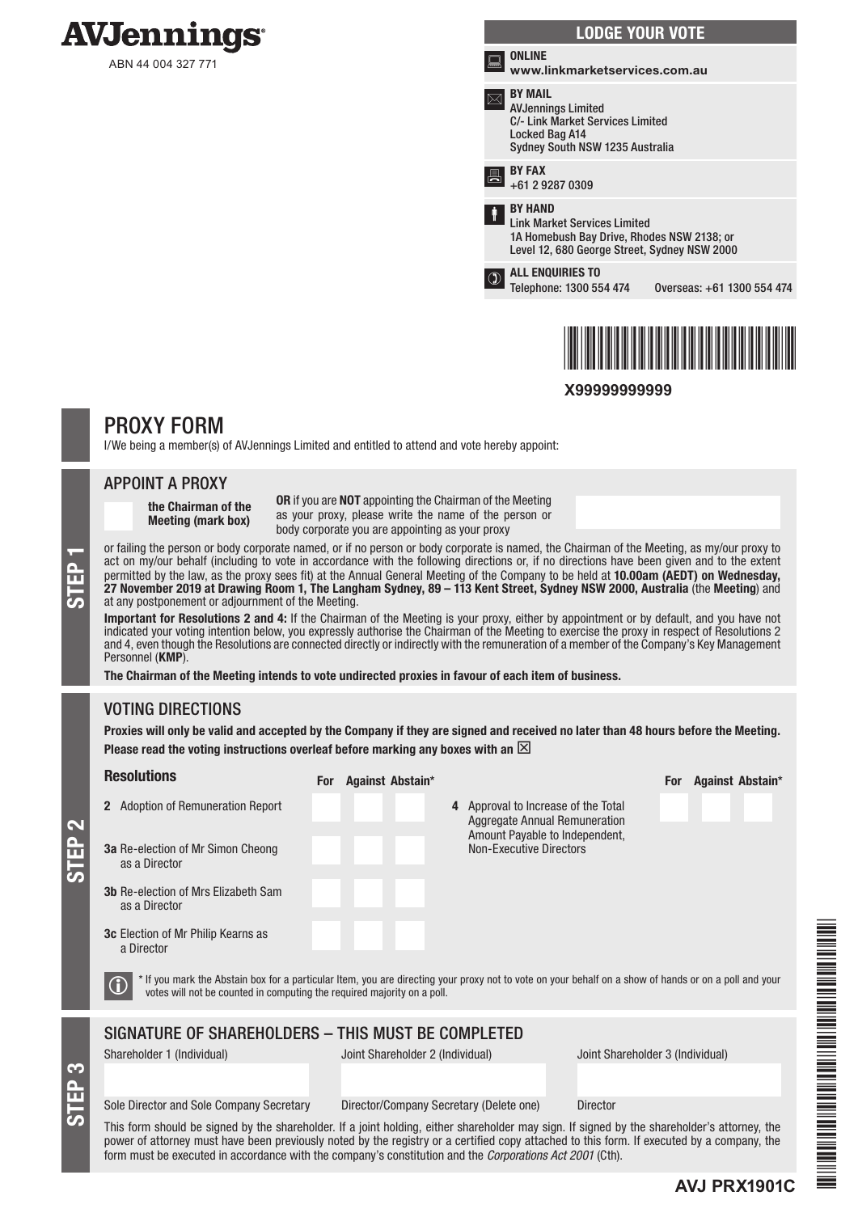# AVJennings

ABN 44 004 327 771

## LODGE YOUR VOTE

**ONLINE**
**www.linkmarketservices.com.au**

**BY MAIL**
AVJennings Limited
C/- Link Market Services Limited
Locked Bag A14
Sydney South NSW 1235 Australia

**BY FAX**
+61 2 9287 0309

**BY HAND**
Link Market Services Limited
1A Homebush Bay Drive, Rhodes NSW 2138; or
Level 12, 680 George Street, Sydney NSW 2000

**ALL ENQUIRIES TO**
Telephone: 1300 554 474 Overseas: +61 1300 554 474

**X99999999999**

# PROXY FORM

I/We being a member(s) of AVJennings Limited and entitled to attend and vote hereby appoint:

## STEP 1

### APPOINT A PROXY

☐ **the Chairman of the Meeting (mark box)**

**OR** if you are **NOT** appointing the Chairman of the Meeting as your proxy, please write the name of the person or body corporate you are appointing as your proxy

or failing the person or body corporate named, or if no person or body corporate is named, the Chairman of the Meeting, as my/our proxy to act on my/our behalf (including to vote in accordance with the following directions or, if no directions have been given and to the extent permitted by the law, as the proxy sees fit) at the Annual General Meeting of the Company to be held at **10.00am (AEDT) on Wednesday, 27 November 2019 at Drawing Room 1, The Langham Sydney, 89 – 113 Kent Street, Sydney NSW 2000, Australia** (the **Meeting**) and at any postponement or adjournment of the Meeting.

**Important for Resolutions 2 and 4:** If the Chairman of the Meeting is your proxy, either by appointment or by default, and you have not indicated your voting intention below, you expressly authorise the Chairman of the Meeting to exercise the proxy in respect of Resolutions 2 and 4, even though the Resolutions are connected directly or indirectly with the remuneration of a member of the Company's Key Management Personnel (**KMP**).

**The Chairman of the Meeting intends to vote undirected proxies in favour of each item of business.**

## STEP 2

### VOTING DIRECTIONS

**Proxies will only be valid and accepted by the Company if they are signed and received no later than 48 hours before the Meeting.**
**Please read the voting instructions overleaf before marking any boxes with an ☒**

| Resolutions | For | Against | Abstain* |
|---|---|---|---|
| 2 Adoption of Remuneration Report | | | |
| 3a Re-election of Mr Simon Cheong as a Director | | | |
| 3b Re-election of Mrs Elizabeth Sam as a Director | | | |
| 3c Election of Mr Philip Kearns as a Director | | | |
| 4 Approval to Increase of the Total Aggregate Annual Remuneration Amount Payable to Independent, Non-Executive Directors | | | |

ⓘ * If you mark the Abstain box for a particular Item, you are directing your proxy not to vote on your behalf on a show of hands or on a poll and your votes will not be counted in computing the required majority on a poll.

## STEP 3

### SIGNATURE OF SHAREHOLDERS – THIS MUST BE COMPLETED

| Shareholder 1 (Individual) | Joint Shareholder 2 (Individual) | Joint Shareholder 3 (Individual) |
|---|---|---|
| | | |
| Sole Director and Sole Company Secretary | Director/Company Secretary (Delete one) | Director |

This form should be signed by the shareholder. If a joint holding, either shareholder may sign. If signed by the shareholder's attorney, the power of attorney must have been previously noted by the registry or a certified copy attached to this form. If executed by a company, the form must be executed in accordance with the company's constitution and the *Corporations Act 2001* (Cth).

**AVJ PRX1901C**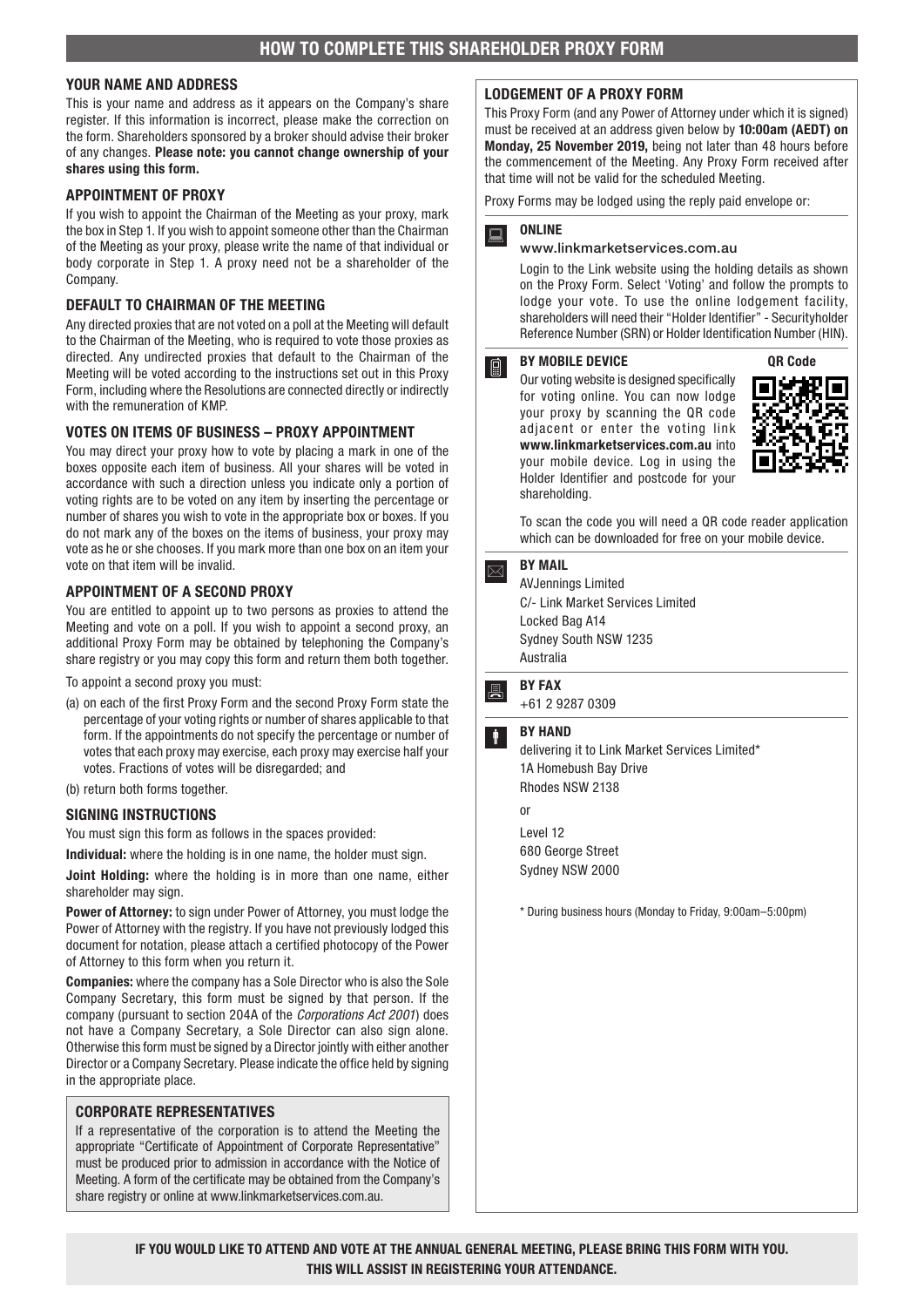# HOW TO COMPLETE THIS SHAREHOLDER PROXY FORM

## YOUR NAME AND ADDRESS

This is your name and address as it appears on the Company's share register. If this information is incorrect, please make the correction on the form. Shareholders sponsored by a broker should advise their broker of any changes. **Please note: you cannot change ownership of your shares using this form.**

## APPOINTMENT OF PROXY

If you wish to appoint the Chairman of the Meeting as your proxy, mark the box in Step 1. If you wish to appoint someone other than the Chairman of the Meeting as your proxy, please write the name of that individual or body corporate in Step 1. A proxy need not be a shareholder of the Company.

## DEFAULT TO CHAIRMAN OF THE MEETING

Any directed proxies that are not voted on a poll at the Meeting will default to the Chairman of the Meeting, who is required to vote those proxies as directed. Any undirected proxies that default to the Chairman of the Meeting will be voted according to the instructions set out in this Proxy Form, including where the Resolutions are connected directly or indirectly with the remuneration of KMP.

## VOTES ON ITEMS OF BUSINESS – PROXY APPOINTMENT

You may direct your proxy how to vote by placing a mark in one of the boxes opposite each item of business. All your shares will be voted in accordance with such a direction unless you indicate only a portion of voting rights are to be voted on any item by inserting the percentage or number of shares you wish to vote in the appropriate box or boxes. If you do not mark any of the boxes on the items of business, your proxy may vote as he or she chooses. If you mark more than one box on an item your vote on that item will be invalid.

## APPOINTMENT OF A SECOND PROXY

You are entitled to appoint up to two persons as proxies to attend the Meeting and vote on a poll. If you wish to appoint a second proxy, an additional Proxy Form may be obtained by telephoning the Company's share registry or you may copy this form and return them both together.

To appoint a second proxy you must:

(a) on each of the first Proxy Form and the second Proxy Form state the percentage of your voting rights or number of shares applicable to that form. If the appointments do not specify the percentage or number of votes that each proxy may exercise, each proxy may exercise half your votes. Fractions of votes will be disregarded; and

(b) return both forms together.

## SIGNING INSTRUCTIONS

You must sign this form as follows in the spaces provided:

**Individual:** where the holding is in one name, the holder must sign.

**Joint Holding:** where the holding is in more than one name, either shareholder may sign.

**Power of Attorney:** to sign under Power of Attorney, you must lodge the Power of Attorney with the registry. If you have not previously lodged this document for notation, please attach a certified photocopy of the Power of Attorney to this form when you return it.

**Companies:** where the company has a Sole Director who is also the Sole Company Secretary, this form must be signed by that person. If the company (pursuant to section 204A of the *Corporations Act 2001*) does not have a Company Secretary, a Sole Director can also sign alone. Otherwise this form must be signed by a Director jointly with either another Director or a Company Secretary. Please indicate the office held by signing in the appropriate place.

## CORPORATE REPRESENTATIVES

If a representative of the corporation is to attend the Meeting the appropriate "Certificate of Appointment of Corporate Representative" must be produced prior to admission in accordance with the Notice of Meeting. A form of the certificate may be obtained from the Company's share registry or online at www.linkmarketservices.com.au.

## LODGEMENT OF A PROXY FORM

This Proxy Form (and any Power of Attorney under which it is signed) must be received at an address given below by **10:00am (AEDT) on Monday, 25 November 2019,** being not later than 48 hours before the commencement of the Meeting. Any Proxy Form received after that time will not be valid for the scheduled Meeting.

Proxy Forms may be lodged using the reply paid envelope or:

### ONLINE

www.linkmarketservices.com.au

Login to the Link website using the holding details as shown on the Proxy Form. Select 'Voting' and follow the prompts to lodge your vote. To use the online lodgement facility, shareholders will need their "Holder Identifier" - Securityholder Reference Number (SRN) or Holder Identification Number (HIN).

### BY MOBILE DEVICE

QR Code

Our voting website is designed specifically for voting online. You can now lodge your proxy by scanning the QR code adjacent or enter the voting link **www.linkmarketservices.com.au** into your mobile device. Log in using the Holder Identifier and postcode for your shareholding.

To scan the code you will need a QR code reader application which can be downloaded for free on your mobile device.

### BY MAIL

AVJennings Limited
C/- Link Market Services Limited
Locked Bag A14
Sydney South NSW 1235
Australia

### BY FAX

+61 2 9287 0309

### BY HAND

delivering it to Link Market Services Limited*
1A Homebush Bay Drive
Rhodes NSW 2138

or

Level 12
680 George Street
Sydney NSW 2000

\* During business hours (Monday to Friday, 9:00am–5:00pm)

**IF YOU WOULD LIKE TO ATTEND AND VOTE AT THE ANNUAL GENERAL MEETING, PLEASE BRING THIS FORM WITH YOU. THIS WILL ASSIST IN REGISTERING YOUR ATTENDANCE.**